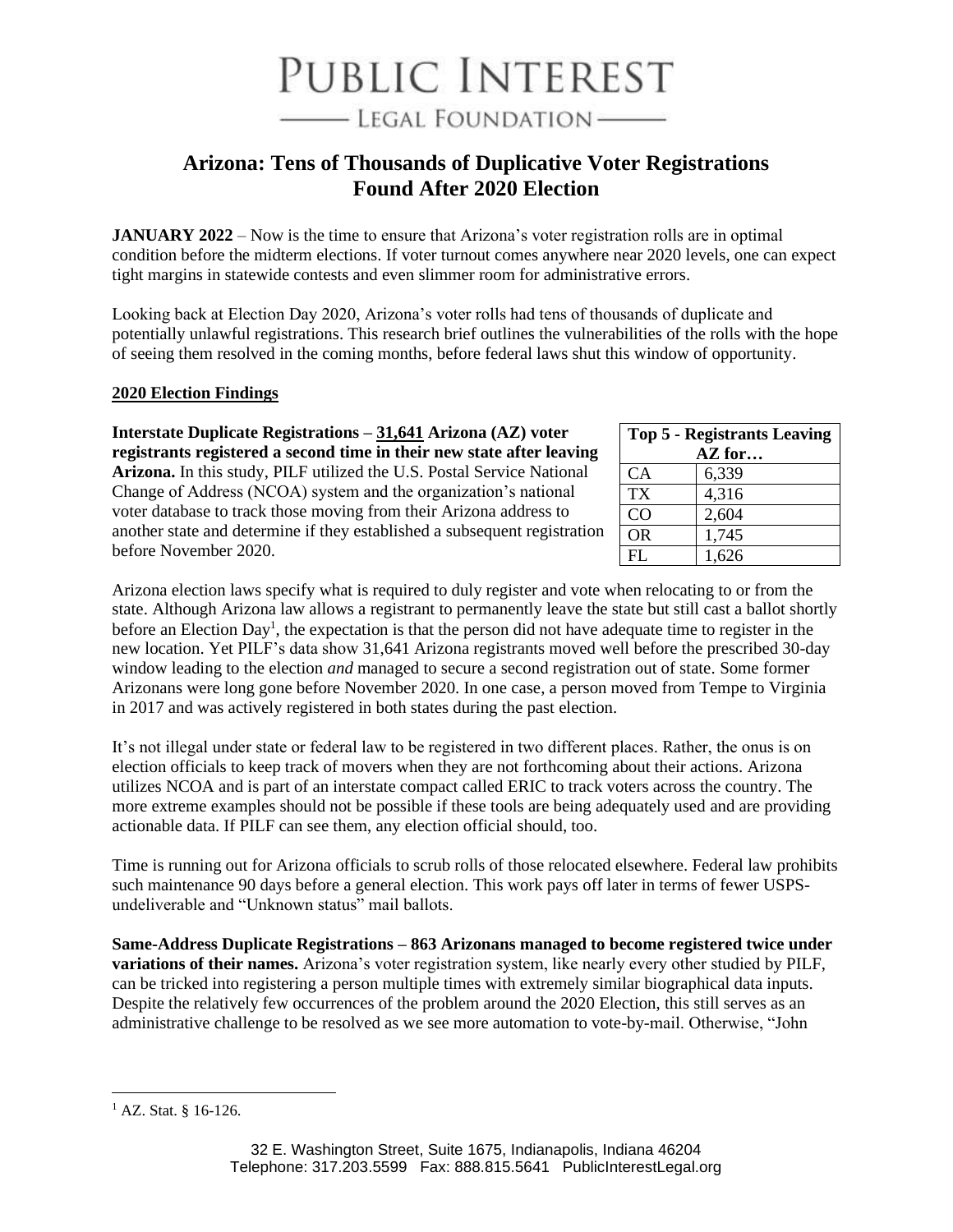# PUBLIC INTEREST
## LEGAL FOUNDATION

# Arizona: Tens of Thousands of Duplicative Voter Registrations Found After 2020 Election

**JANUARY 2022** – Now is the time to ensure that Arizona's voter registration rolls are in optimal condition before the midterm elections. If voter turnout comes anywhere near 2020 levels, one can expect tight margins in statewide contests and even slimmer room for administrative errors.

Looking back at Election Day 2020, Arizona's voter rolls had tens of thousands of duplicate and potentially unlawful registrations. This research brief outlines the vulnerabilities of the rolls with the hope of seeing them resolved in the coming months, before federal laws shut this window of opportunity.

## 2020 Election Findings

**Interstate Duplicate Registrations – 31,641 Arizona (AZ) voter registrants registered a second time in their new state after leaving Arizona.** In this study, PILF utilized the U.S. Postal Service National Change of Address (NCOA) system and the organization's national voter database to track those moving from their Arizona address to another state and determine if they established a subsequent registration before November 2020.

| Top 5 - Registrants Leaving AZ for… | |
|---|---|
| CA | 6,339 |
| TX | 4,316 |
| CO | 2,604 |
| OR | 1,745 |
| FL | 1,626 |

Arizona election laws specify what is required to duly register and vote when relocating to or from the state. Although Arizona law allows a registrant to permanently leave the state but still cast a ballot shortly before an Election Day[1], the expectation is that the person did not have adequate time to register in the new location. Yet PILF's data show 31,641 Arizona registrants moved well before the prescribed 30-day window leading to the election *and* managed to secure a second registration out of state. Some former Arizonans were long gone before November 2020. In one case, a person moved from Tempe to Virginia in 2017 and was actively registered in both states during the past election.

It's not illegal under state or federal law to be registered in two different places. Rather, the onus is on election officials to keep track of movers when they are not forthcoming about their actions. Arizona utilizes NCOA and is part of an interstate compact called ERIC to track voters across the country. The more extreme examples should not be possible if these tools are being adequately used and are providing actionable data. If PILF can see them, any election official should, too.

Time is running out for Arizona officials to scrub rolls of those relocated elsewhere. Federal law prohibits such maintenance 90 days before a general election. This work pays off later in terms of fewer USPS-undeliverable and "Unknown status" mail ballots.

**Same-Address Duplicate Registrations – 863 Arizonans managed to become registered twice under variations of their names.** Arizona's voter registration system, like nearly every other studied by PILF, can be tricked into registering a person multiple times with extremely similar biographical data inputs. Despite the relatively few occurrences of the problem around the 2020 Election, this still serves as an administrative challenge to be resolved as we see more automation to vote-by-mail. Otherwise, "John

[1] AZ. Stat. § 16-126.

32 E. Washington Street, Suite 1675, Indianapolis, Indiana 46204
Telephone: 317.203.5599 Fax: 888.815.5641 PublicInterestLegal.org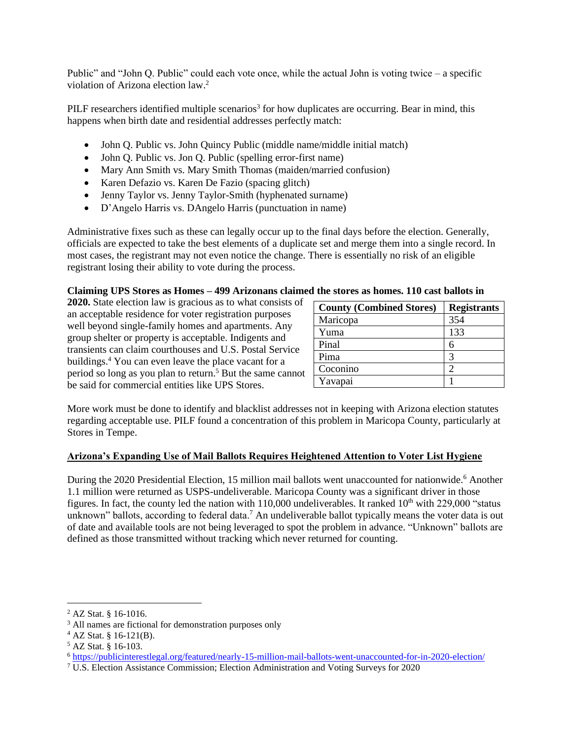Public" and "John Q. Public" could each vote once, while the actual John is voting twice – a specific violation of Arizona election law.[2]

PILF researchers identified multiple scenarios[3] for how duplicates are occurring. Bear in mind, this happens when birth date and residential addresses perfectly match:

- John Q. Public vs. John Quincy Public (middle name/middle initial match)
- John Q. Public vs. Jon Q. Public (spelling error-first name)
- Mary Ann Smith vs. Mary Smith Thomas (maiden/married confusion)
- Karen Defazio vs. Karen De Fazio (spacing glitch)
- Jenny Taylor vs. Jenny Taylor-Smith (hyphenated surname)
- D'Angelo Harris vs. DAngelo Harris (punctuation in name)

Administrative fixes such as these can legally occur up to the final days before the election. Generally, officials are expected to take the best elements of a duplicate set and merge them into a single record. In most cases, the registrant may not even notice the change. There is essentially no risk of an eligible registrant losing their ability to vote during the process.

**Claiming UPS Stores as Homes – 499 Arizonans claimed the stores as homes. 110 cast ballots in 2020.** State election law is gracious as to what consists of an acceptable residence for voter registration purposes well beyond single-family homes and apartments. Any group shelter or property is acceptable. Indigents and transients can claim courthouses and U.S. Postal Service buildings.[4] You can even leave the place vacant for a period so long as you plan to return.[5] But the same cannot be said for commercial entities like UPS Stores.

| County (Combined Stores) | Registrants |
|---|---|
| Maricopa | 354 |
| Yuma | 133 |
| Pinal | 6 |
| Pima | 3 |
| Coconino | 2 |
| Yavapai | 1 |

More work must be done to identify and blacklist addresses not in keeping with Arizona election statutes regarding acceptable use. PILF found a concentration of this problem in Maricopa County, particularly at Stores in Tempe.

<u>**Arizona's Expanding Use of Mail Ballots Requires Heightened Attention to Voter List Hygiene**</u>

During the 2020 Presidential Election, 15 million mail ballots went unaccounted for nationwide.[6] Another 1.1 million were returned as USPS-undeliverable. Maricopa County was a significant driver in those figures. In fact, the county led the nation with 110,000 undeliverables. It ranked 10th with 229,000 "status unknown" ballots, according to federal data.[7] An undeliverable ballot typically means the voter data is out of date and available tools are not being leveraged to spot the problem in advance. "Unknown" ballots are defined as those transmitted without tracking which never returned for counting.

---

[2] AZ Stat. § 16-1016.

[3] All names are fictional for demonstration purposes only

[4] AZ Stat. § 16-121(B).

[5] AZ Stat. § 16-103.

[6] https://publicinterestlegal.org/featured/nearly-15-million-mail-ballots-went-unaccounted-for-in-2020-election/

[7] U.S. Election Assistance Commission; Election Administration and Voting Surveys for 2020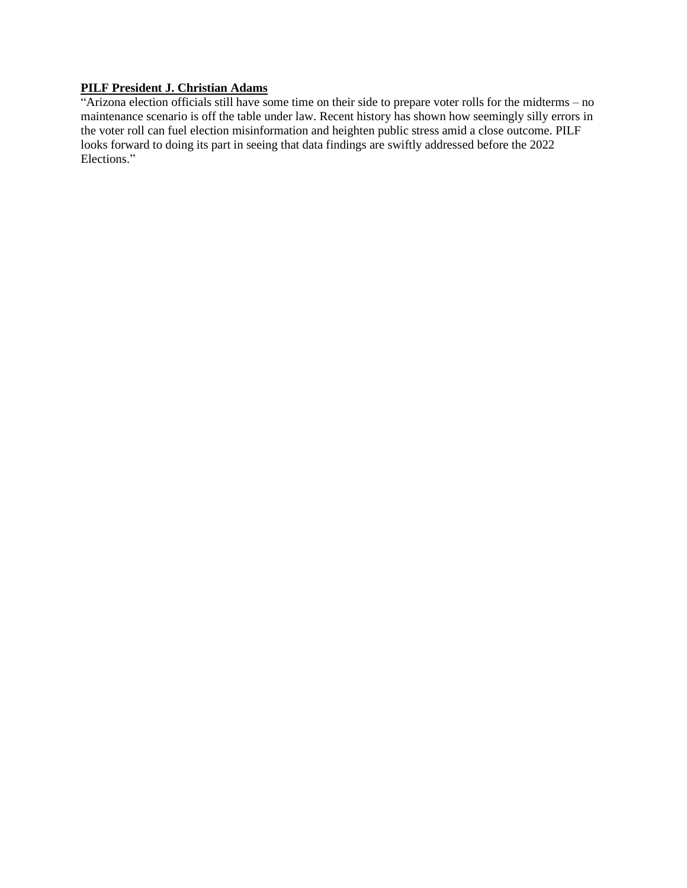**<u>PILF President J. Christian Adams</u>**

"Arizona election officials still have some time on their side to prepare voter rolls for the midterms – no maintenance scenario is off the table under law. Recent history has shown how seemingly silly errors in the voter roll can fuel election misinformation and heighten public stress amid a close outcome. PILF looks forward to doing its part in seeing that data findings are swiftly addressed before the 2022 Elections."